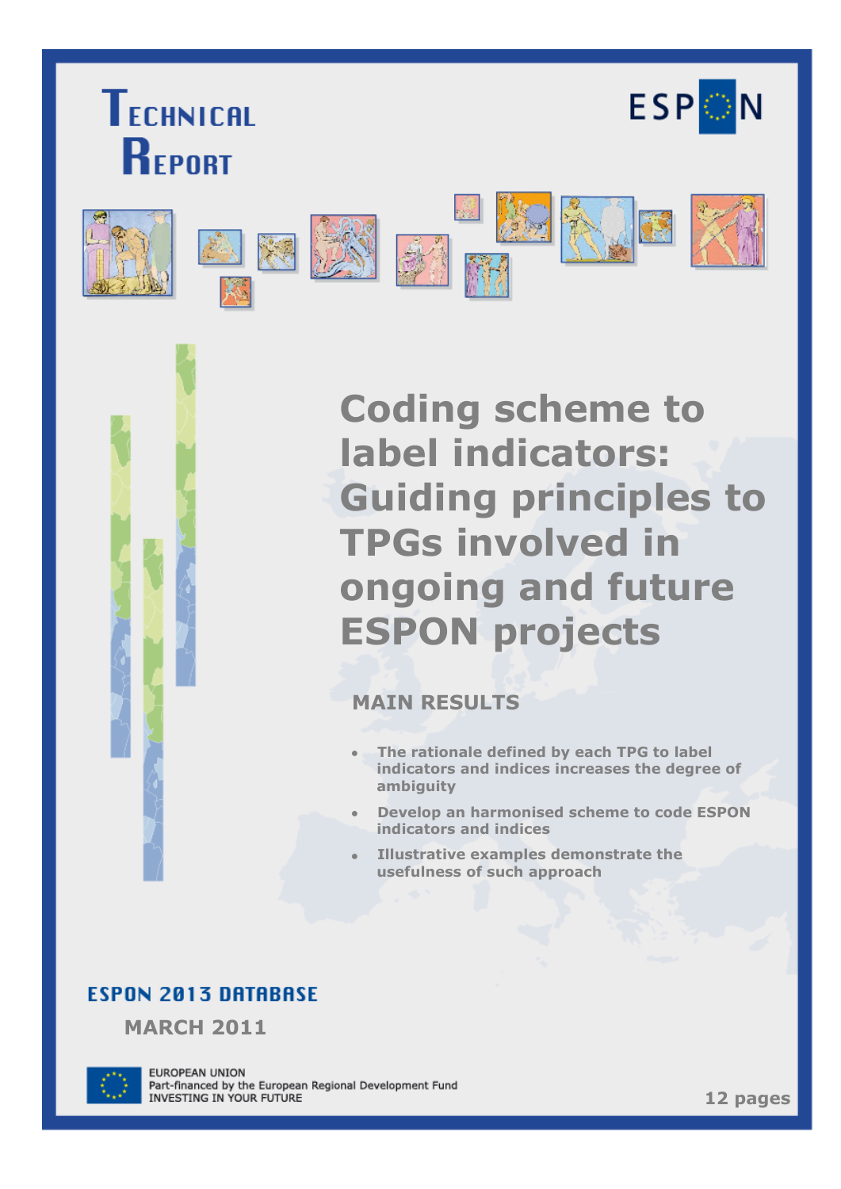# Technical Report

ESPON

# Coding scheme to label indicators: Guiding principles to TPGs involved in ongoing and future ESPON projects

## MAIN RESULTS

- The rationale defined by each TPG to label indicators and indices increases the degree of ambiguity
- Develop an harmonised scheme to code ESPON indicators and indices
- Illustrative examples demonstrate the usefulness of such approach

**ESPON 2013 DATABASE**

**MARCH 2011**

EUROPEAN UNION
Part-financed by the European Regional Development Fund
INVESTING IN YOUR FUTURE

12 pages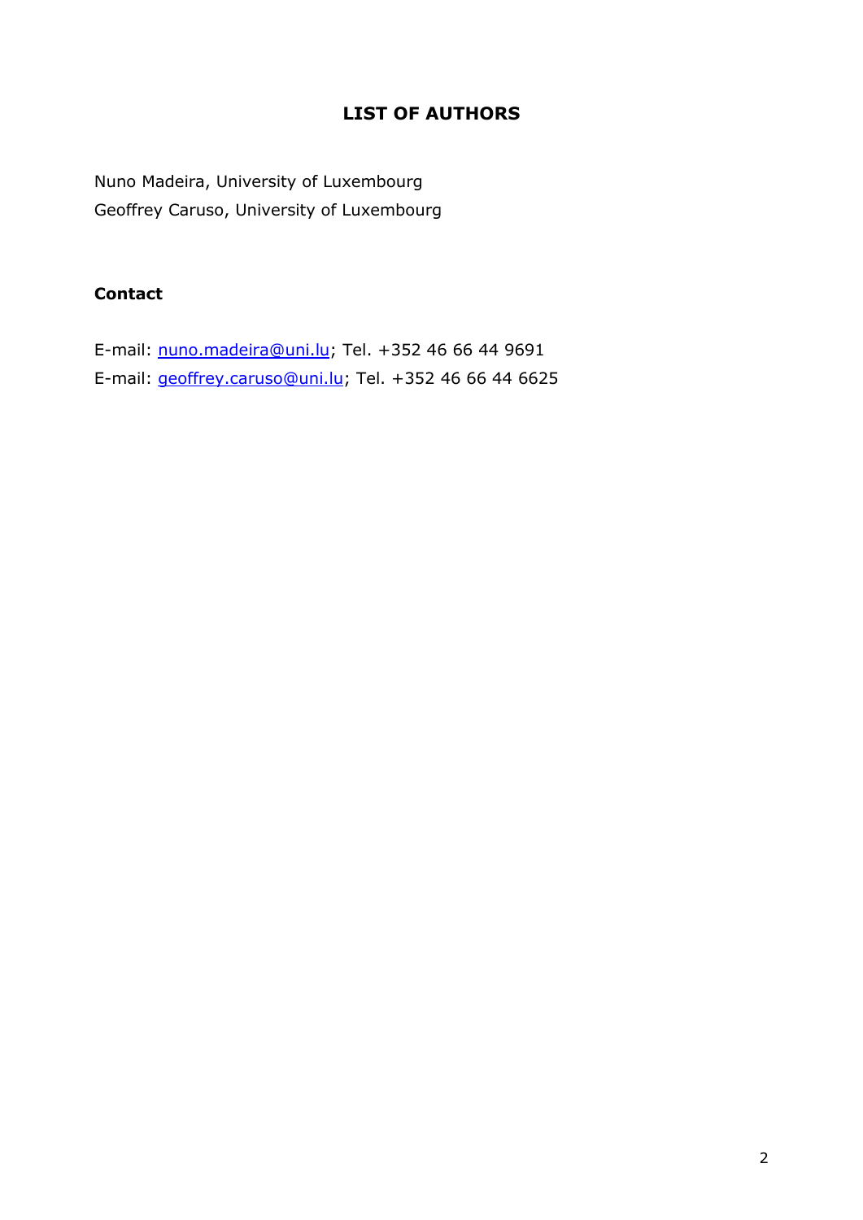# LIST OF AUTHORS

Nuno Madeira, University of Luxembourg
Geoffrey Caruso, University of Luxembourg

## Contact

E-mail: nuno.madeira@uni.lu; Tel. +352 46 66 44 9691
E-mail: geoffrey.caruso@uni.lu; Tel. +352 46 66 44 6625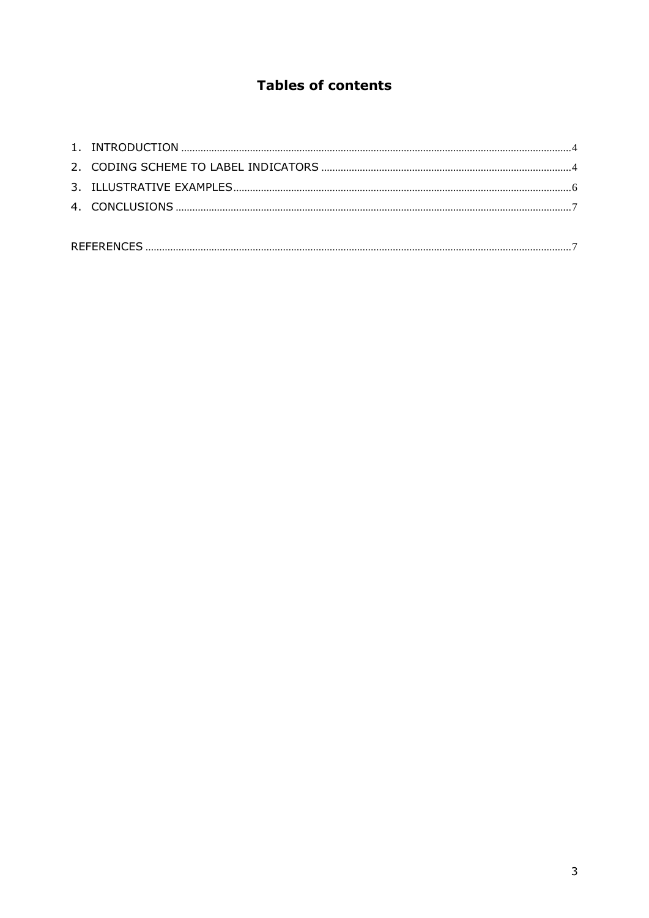# Tables of contents

1. INTRODUCTION ..... 4
2. CODING SCHEME TO LABEL INDICATORS ..... 4
3. ILLUSTRATIVE EXAMPLES ..... 6
4. CONCLUSIONS ..... 7

REFERENCES ..... 7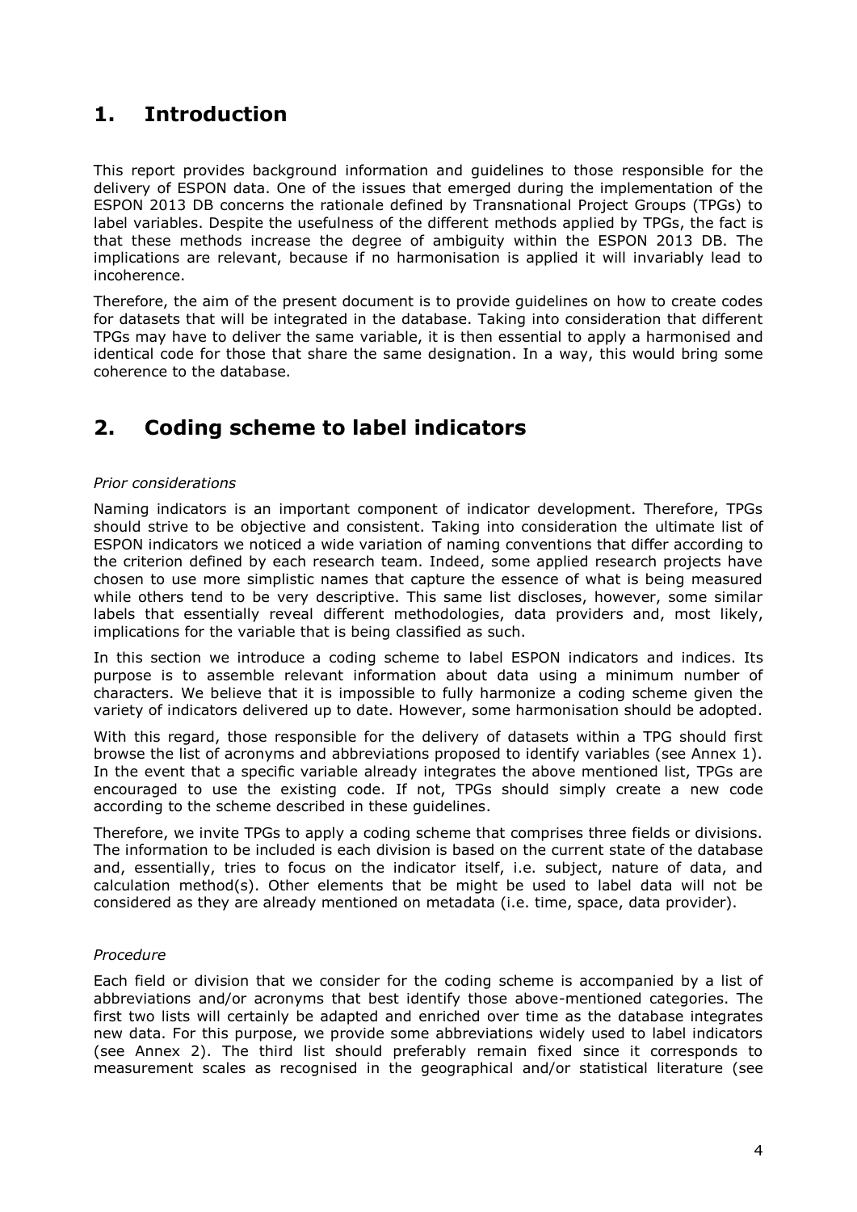# 1. Introduction

This report provides background information and guidelines to those responsible for the delivery of ESPON data. One of the issues that emerged during the implementation of the ESPON 2013 DB concerns the rationale defined by Transnational Project Groups (TPGs) to label variables. Despite the usefulness of the different methods applied by TPGs, the fact is that these methods increase the degree of ambiguity within the ESPON 2013 DB. The implications are relevant, because if no harmonisation is applied it will invariably lead to incoherence.

Therefore, the aim of the present document is to provide guidelines on how to create codes for datasets that will be integrated in the database. Taking into consideration that different TPGs may have to deliver the same variable, it is then essential to apply a harmonised and identical code for those that share the same designation. In a way, this would bring some coherence to the database.

# 2. Coding scheme to label indicators

*Prior considerations*

Naming indicators is an important component of indicator development. Therefore, TPGs should strive to be objective and consistent. Taking into consideration the ultimate list of ESPON indicators we noticed a wide variation of naming conventions that differ according to the criterion defined by each research team. Indeed, some applied research projects have chosen to use more simplistic names that capture the essence of what is being measured while others tend to be very descriptive. This same list discloses, however, some similar labels that essentially reveal different methodologies, data providers and, most likely, implications for the variable that is being classified as such.

In this section we introduce a coding scheme to label ESPON indicators and indices. Its purpose is to assemble relevant information about data using a minimum number of characters. We believe that it is impossible to fully harmonize a coding scheme given the variety of indicators delivered up to date. However, some harmonisation should be adopted.

With this regard, those responsible for the delivery of datasets within a TPG should first browse the list of acronyms and abbreviations proposed to identify variables (see Annex 1). In the event that a specific variable already integrates the above mentioned list, TPGs are encouraged to use the existing code. If not, TPGs should simply create a new code according to the scheme described in these guidelines.

Therefore, we invite TPGs to apply a coding scheme that comprises three fields or divisions. The information to be included is each division is based on the current state of the database and, essentially, tries to focus on the indicator itself, i.e. subject, nature of data, and calculation method(s). Other elements that be might be used to label data will not be considered as they are already mentioned on metadata (i.e. time, space, data provider).

*Procedure*

Each field or division that we consider for the coding scheme is accompanied by a list of abbreviations and/or acronyms that best identify those above-mentioned categories. The first two lists will certainly be adapted and enriched over time as the database integrates new data. For this purpose, we provide some abbreviations widely used to label indicators (see Annex 2). The third list should preferably remain fixed since it corresponds to measurement scales as recognised in the geographical and/or statistical literature (see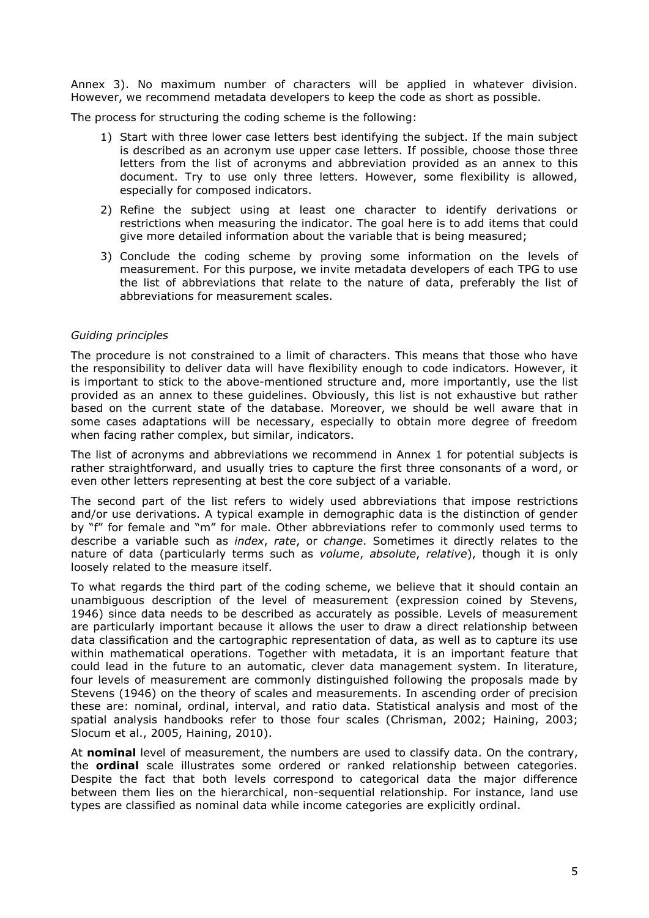Annex 3). No maximum number of characters will be applied in whatever division. However, we recommend metadata developers to keep the code as short as possible.

The process for structuring the coding scheme is the following:

1) Start with three lower case letters best identifying the subject. If the main subject is described as an acronym use upper case letters. If possible, choose those three letters from the list of acronyms and abbreviation provided as an annex to this document. Try to use only three letters. However, some flexibility is allowed, especially for composed indicators.
2) Refine the subject using at least one character to identify derivations or restrictions when measuring the indicator. The goal here is to add items that could give more detailed information about the variable that is being measured;
3) Conclude the coding scheme by proving some information on the levels of measurement. For this purpose, we invite metadata developers of each TPG to use the list of abbreviations that relate to the nature of data, preferably the list of abbreviations for measurement scales.

*Guiding principles*

The procedure is not constrained to a limit of characters. This means that those who have the responsibility to deliver data will have flexibility enough to code indicators. However, it is important to stick to the above-mentioned structure and, more importantly, use the list provided as an annex to these guidelines. Obviously, this list is not exhaustive but rather based on the current state of the database. Moreover, we should be well aware that in some cases adaptations will be necessary, especially to obtain more degree of freedom when facing rather complex, but similar, indicators.

The list of acronyms and abbreviations we recommend in Annex 1 for potential subjects is rather straightforward, and usually tries to capture the first three consonants of a word, or even other letters representing at best the core subject of a variable.

The second part of the list refers to widely used abbreviations that impose restrictions and/or use derivations. A typical example in demographic data is the distinction of gender by "f" for female and "m" for male. Other abbreviations refer to commonly used terms to describe a variable such as *index*, *rate*, or *change*. Sometimes it directly relates to the nature of data (particularly terms such as *volume*, *absolute*, *relative*), though it is only loosely related to the measure itself.

To what regards the third part of the coding scheme, we believe that it should contain an unambiguous description of the level of measurement (expression coined by Stevens, 1946) since data needs to be described as accurately as possible. Levels of measurement are particularly important because it allows the user to draw a direct relationship between data classification and the cartographic representation of data, as well as to capture its use within mathematical operations. Together with metadata, it is an important feature that could lead in the future to an automatic, clever data management system. In literature, four levels of measurement are commonly distinguished following the proposals made by Stevens (1946) on the theory of scales and measurements. In ascending order of precision these are: nominal, ordinal, interval, and ratio data. Statistical analysis and most of the spatial analysis handbooks refer to those four scales (Chrisman, 2002; Haining, 2003; Slocum et al., 2005, Haining, 2010).

At **nominal** level of measurement, the numbers are used to classify data. On the contrary, the **ordinal** scale illustrates some ordered or ranked relationship between categories. Despite the fact that both levels correspond to categorical data the major difference between them lies on the hierarchical, non-sequential relationship. For instance, land use types are classified as nominal data while income categories are explicitly ordinal.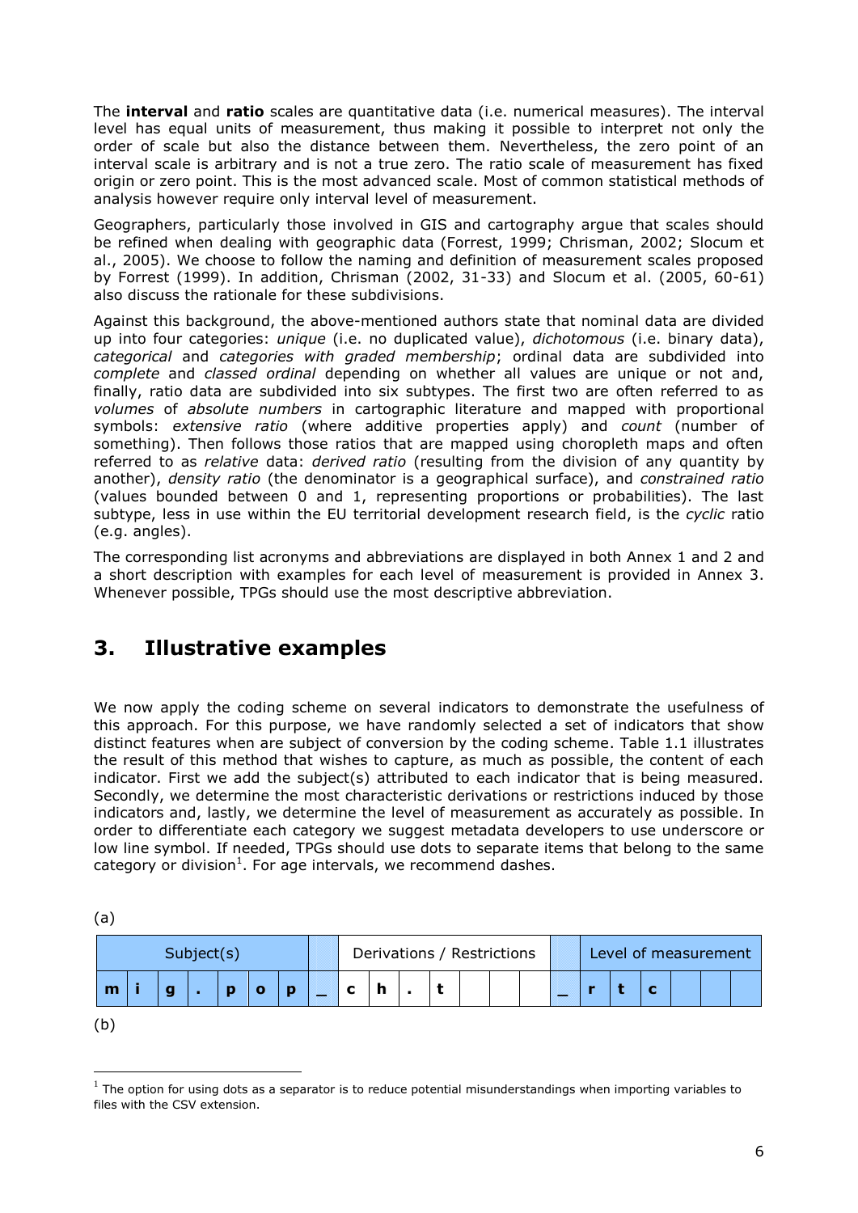The **interval** and **ratio** scales are quantitative data (i.e. numerical measures). The interval level has equal units of measurement, thus making it possible to interpret not only the order of scale but also the distance between them. Nevertheless, the zero point of an interval scale is arbitrary and is not a true zero. The ratio scale of measurement has fixed origin or zero point. This is the most advanced scale. Most of common statistical methods of analysis however require only interval level of measurement.

Geographers, particularly those involved in GIS and cartography argue that scales should be refined when dealing with geographic data (Forrest, 1999; Chrisman, 2002; Slocum et al., 2005). We choose to follow the naming and definition of measurement scales proposed by Forrest (1999). In addition, Chrisman (2002, 31-33) and Slocum et al. (2005, 60-61) also discuss the rationale for these subdivisions.

Against this background, the above-mentioned authors state that nominal data are divided up into four categories: *unique* (i.e. no duplicated value), *dichotomous* (i.e. binary data), *categorical* and *categories with graded membership*; ordinal data are subdivided into *complete* and *classed ordinal* depending on whether all values are unique or not and, finally, ratio data are subdivided into six subtypes. The first two are often referred to as *volumes* of *absolute numbers* in cartographic literature and mapped with proportional symbols: *extensive ratio* (where additive properties apply) and *count* (number of something). Then follows those ratios that are mapped using choropleth maps and often referred to as *relative* data: *derived ratio* (resulting from the division of any quantity by another), *density ratio* (the denominator is a geographical surface), and *constrained ratio* (values bounded between 0 and 1, representing proportions or probabilities). The last subtype, less in use within the EU territorial development research field, is the *cyclic* ratio (e.g. angles).

The corresponding list acronyms and abbreviations are displayed in both Annex 1 and 2 and a short description with examples for each level of measurement is provided in Annex 3. Whenever possible, TPGs should use the most descriptive abbreviation.

## 3. Illustrative examples

We now apply the coding scheme on several indicators to demonstrate the usefulness of this approach. For this purpose, we have randomly selected a set of indicators that show distinct features when are subject of conversion by the coding scheme. Table 1.1 illustrates the result of this method that wishes to capture, as much as possible, the content of each indicator. First we add the subject(s) attributed to each indicator that is being measured. Secondly, we determine the most characteristic derivations or restrictions induced by those indicators and, lastly, we determine the level of measurement as accurately as possible. In order to differentiate each category we suggest metadata developers to use underscore or low line symbol. If needed, TPGs should use dots to separate items that belong to the same category or division[1]. For age intervals, we recommend dashes.

(a)

| Subject(s) | | | | | | | | Derivations / Restrictions | | | | | | | | Level of measurement | | | | | |
|---|---|---|---|---|---|---|---|---|---|---|---|---|---|---|---|---|---|---|---|---|---|
| m | i | g | . | p | o | p | _ | c | h | . | t | | | | _ | r | t | c | | | |

(b)

[1] The option for using dots as a separator is to reduce potential misunderstandings when importing variables to files with the CSV extension.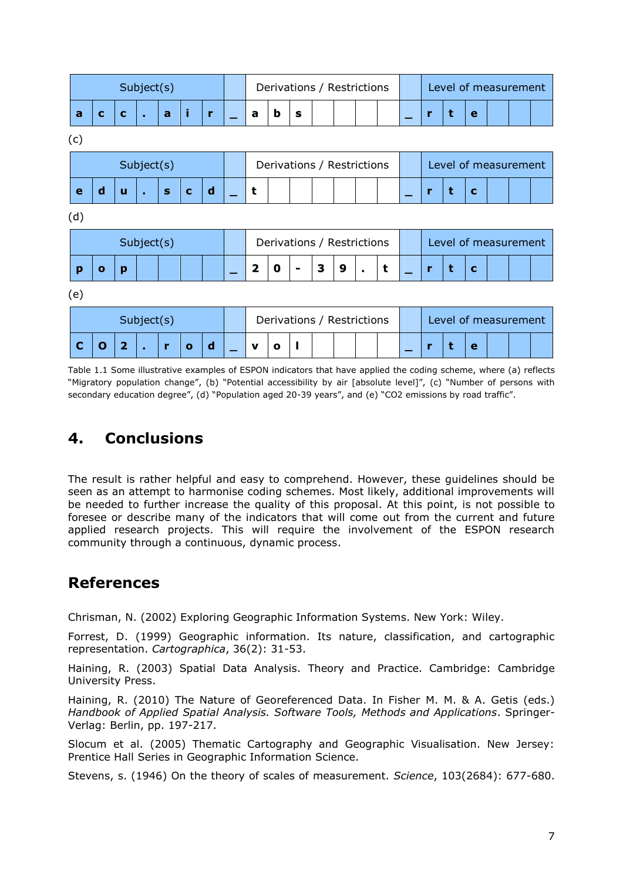| Subject(s) | | | | | | | | Derivations / Restrictions | | | | | | | | Level of measurement | | | | | |
|---|---|---|---|---|---|---|---|---|---|---|---|---|---|---|---|---|---|---|---|---|---|
| a | c | c | . | a | i | r | _ | a | b | s | | | | | _ | r | t | e | | | |

(c)

| Subject(s) | | | | | | | | Derivations / Restrictions | | | | | | | | Level of measurement | | | | | |
|---|---|---|---|---|---|---|---|---|---|---|---|---|---|---|---|---|---|---|---|---|---|
| e | d | u | . | s | c | d | _ | t | | | | | | | _ | r | t | c | | | |

(d)

| Subject(s) | | | | | | | | Derivations / Restrictions | | | | | | | | Level of measurement | | | | | |
|---|---|---|---|---|---|---|---|---|---|---|---|---|---|---|---|---|---|---|---|---|---|
| p | o | p | | | | | _ | 2 | 0 | - | 3 | 9 | . | t | _ | r | t | c | | | |

(e)

| Subject(s) | | | | | | | | Derivations / Restrictions | | | | | | | | Level of measurement | | | | | |
|---|---|---|---|---|---|---|---|---|---|---|---|---|---|---|---|---|---|---|---|---|---|
| C | O | 2 | . | r | o | d | _ | v | o | l | | | | | _ | r | t | e | | | |

Table 1.1 Some illustrative examples of ESPON indicators that have applied the coding scheme, where (a) reflects "Migratory population change", (b) "Potential accessibility by air [absolute level]", (c) "Number of persons with secondary education degree", (d) "Population aged 20-39 years", and (e) "CO2 emissions by road traffic".

## 4. Conclusions

The result is rather helpful and easy to comprehend. However, these guidelines should be seen as an attempt to harmonise coding schemes. Most likely, additional improvements will be needed to further increase the quality of this proposal. At this point, is not possible to foresee or describe many of the indicators that will come out from the current and future applied research projects. This will require the involvement of the ESPON research community through a continuous, dynamic process.

## References

Chrisman, N. (2002) Exploring Geographic Information Systems. New York: Wiley.

Forrest, D. (1999) Geographic information. Its nature, classification, and cartographic representation. *Cartographica*, 36(2): 31-53.

Haining, R. (2003) Spatial Data Analysis. Theory and Practice. Cambridge: Cambridge University Press.

Haining, R. (2010) The Nature of Georeferenced Data. In Fisher M. M. & A. Getis (eds.) *Handbook of Applied Spatial Analysis. Software Tools, Methods and Applications*. Springer-Verlag: Berlin, pp. 197-217.

Slocum et al. (2005) Thematic Cartography and Geographic Visualisation. New Jersey: Prentice Hall Series in Geographic Information Science.

Stevens, s. (1946) On the theory of scales of measurement. *Science*, 103(2684): 677-680.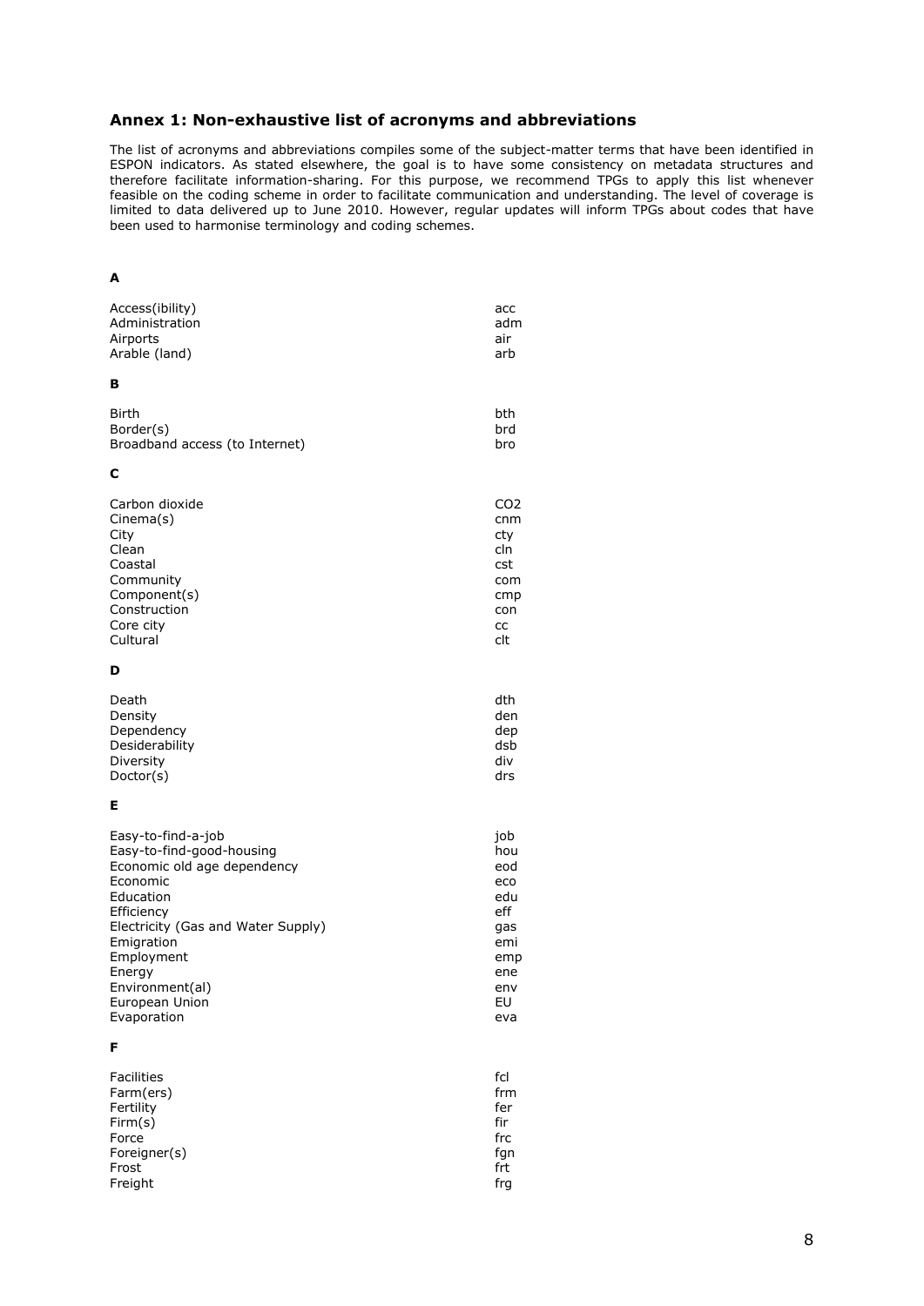## Annex 1: Non-exhaustive list of acronyms and abbreviations

The list of acronyms and abbreviations compiles some of the subject-matter terms that have been identified in ESPON indicators. As stated elsewhere, the goal is to have some consistency on metadata structures and therefore facilitate information-sharing. For this purpose, we recommend TPGs to apply this list whenever feasible on the coding scheme in order to facilitate communication and understanding. The level of coverage is limited to data delivered up to June 2010. However, regular updates will inform TPGs about codes that have been used to harmonise terminology and coding schemes.

**A**

| | |
|---|---|
| Access(ibility) | acc |
| Administration | adm |
| Airports | air |
| Arable (land) | arb |

**B**

| | |
|---|---|
| Birth | bth |
| Border(s) | brd |
| Broadband access (to Internet) | bro |

**C**

| | |
|---|---|
| Carbon dioxide | $CO_2$ |
| Cinema(s) | cnm |
| City | cty |
| Clean | cln |
| Coastal | cst |
| Community | com |
| Component(s) | cmp |
| Construction | con |
| Core city | cc |
| Cultural | clt |

**D**

| | |
|---|---|
| Death | dth |
| Density | den |
| Dependency | dep |
| Desiderability | dsb |
| Diversity | div |
| Doctor(s) | drs |

**E**

| | |
|---|---|
| Easy-to-find-a-job | job |
| Easy-to-find-good-housing | hou |
| Economic old age dependency | eod |
| Economic | eco |
| Education | edu |
| Efficiency | eff |
| Electricity (Gas and Water Supply) | gas |
| Emigration | emi |
| Employment | emp |
| Energy | ene |
| Environment(al) | env |
| European Union | EU |
| Evaporation | eva |

**F**

| | |
|---|---|
| Facilities | fcl |
| Farm(ers) | frm |
| Fertility | fer |
| Firm(s) | fir |
| Force | frc |
| Foreigner(s) | fgn |
| Frost | frt |
| Freight | frg |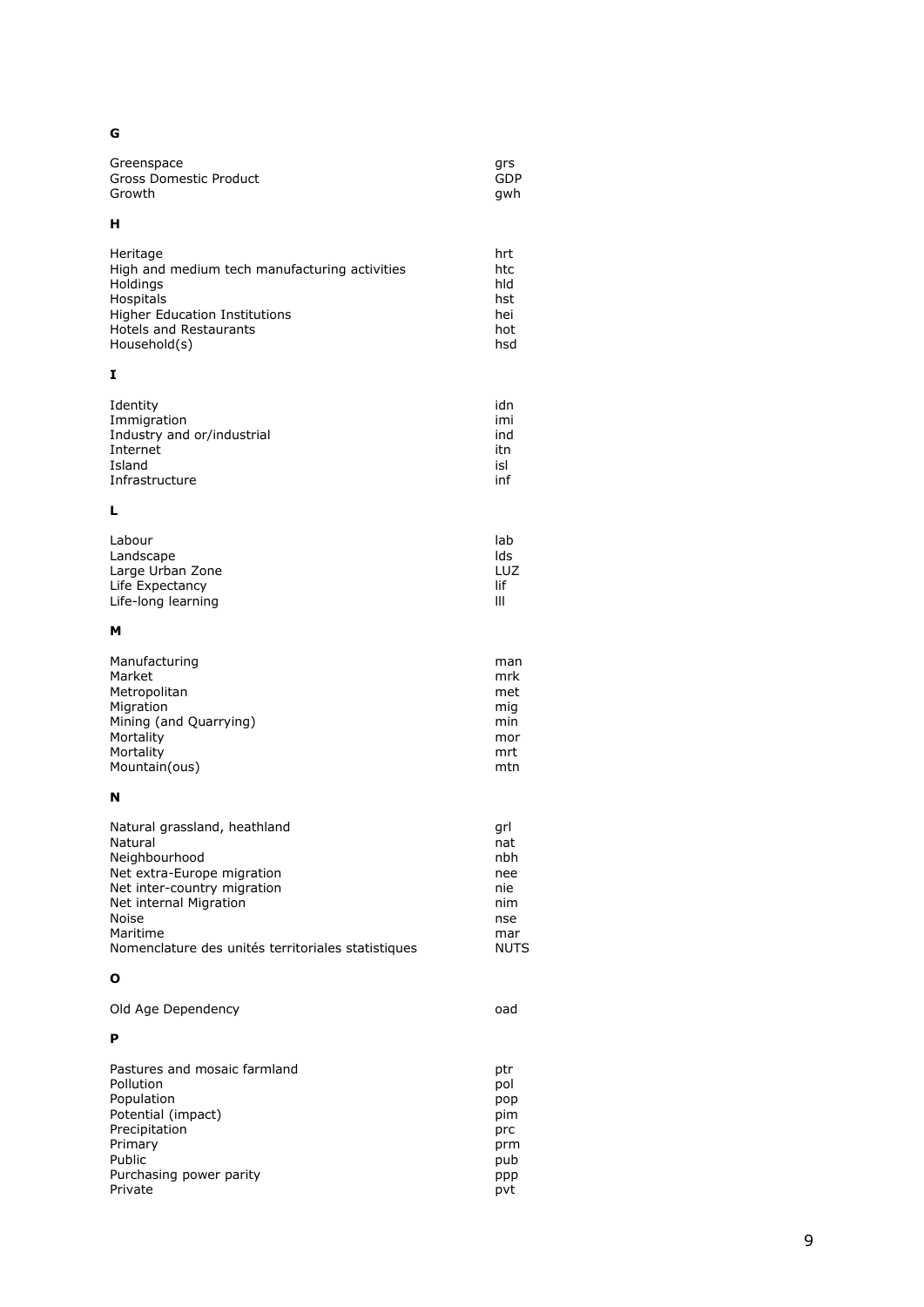**G**

| | |
|---|---|
| Greenspace | grs |
| Gross Domestic Product | GDP |
| Growth | gwh |

**H**

| | |
|---|---|
| Heritage | hrt |
| High and medium tech manufacturing activities | htc |
| Holdings | hld |
| Hospitals | hst |
| Higher Education Institutions | hei |
| Hotels and Restaurants | hot |
| Household(s) | hsd |

**I**

| | |
|---|---|
| Identity | idn |
| Immigration | imi |
| Industry and or/industrial | ind |
| Internet | itn |
| Island | isl |
| Infrastructure | inf |

**L**

| | |
|---|---|
| Labour | lab |
| Landscape | lds |
| Large Urban Zone | LUZ |
| Life Expectancy | lif |
| Life-long learning | lll |

**M**

| | |
|---|---|
| Manufacturing | man |
| Market | mrk |
| Metropolitan | met |
| Migration | mig |
| Mining (and Quarrying) | min |
| Mortality | mor |
| Mortality | mrt |
| Mountain(ous) | mtn |

**N**

| | |
|---|---|
| Natural grassland, heathland | grl |
| Natural | nat |
| Neighbourhood | nbh |
| Net extra-Europe migration | nee |
| Net inter-country migration | nie |
| Net internal Migration | nim |
| Noise | nse |
| Maritime | mar |
| Nomenclature des unités territoriales statistiques | NUTS |

**O**

| | |
|---|---|
| Old Age Dependency | oad |

**P**

| | |
|---|---|
| Pastures and mosaic farmland | ptr |
| Pollution | pol |
| Population | pop |
| Potential (impact) | pim |
| Precipitation | prc |
| Primary | prm |
| Public | pub |
| Purchasing power parity | ppp |
| Private | pvt |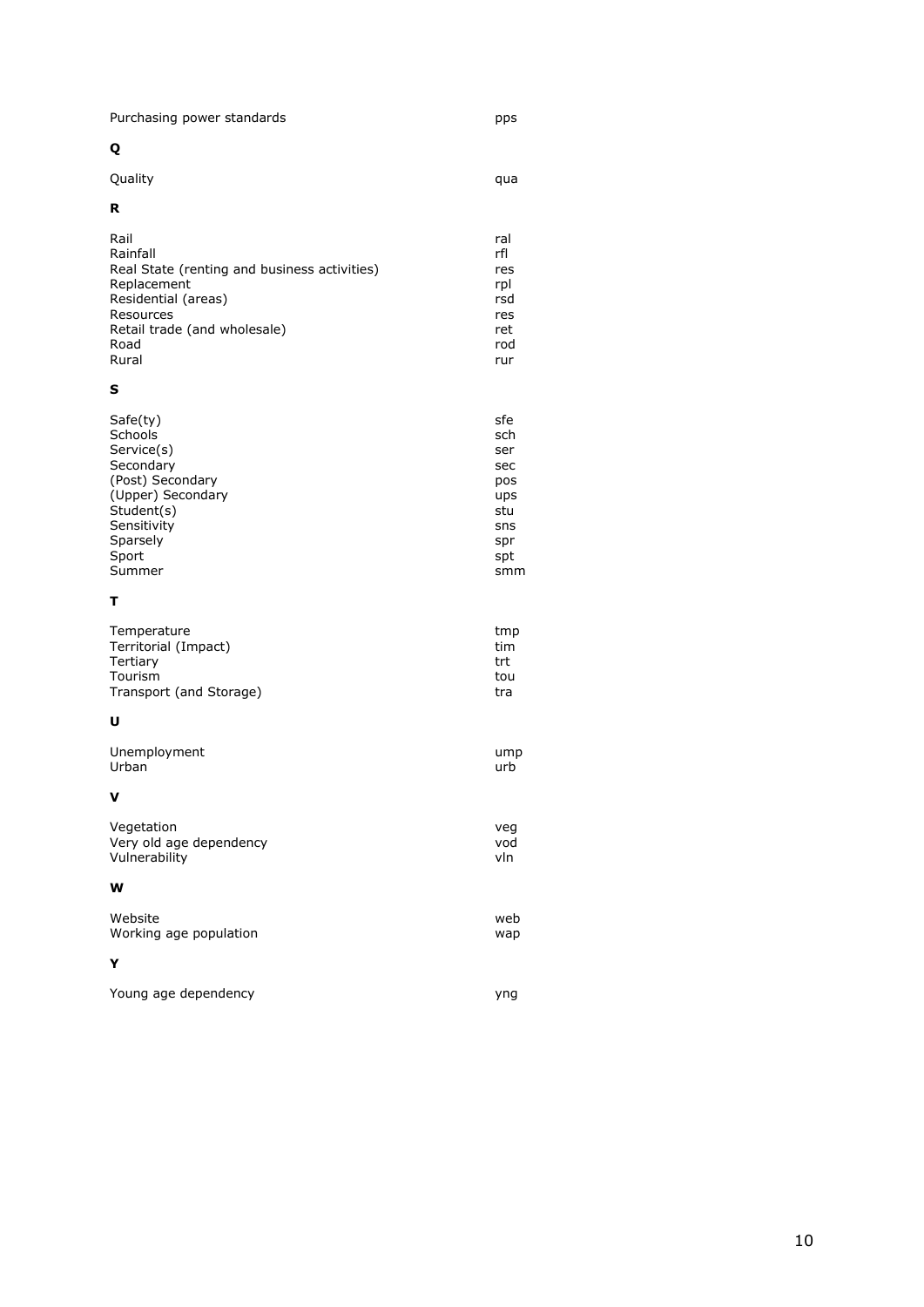| | |
|---|---|
| Purchasing power standards | pps |
| **Q** | |
| Quality | qua |
| **R** | |
| Rail | ral |
| Rainfall | rfl |
| Real State (renting and business activities) | res |
| Replacement | rpl |
| Residential (areas) | rsd |
| Resources | res |
| Retail trade (and wholesale) | ret |
| Road | rod |
| Rural | rur |
| **S** | |
| Safe(ty) | sfe |
| Schools | sch |
| Service(s) | ser |
| Secondary | sec |
| (Post) Secondary | pos |
| (Upper) Secondary | ups |
| Student(s) | stu |
| Sensitivity | sns |
| Sparsely | spr |
| Sport | spt |
| Summer | smm |
| **T** | |
| Temperature | tmp |
| Territorial (Impact) | tim |
| Tertiary | trt |
| Tourism | tou |
| Transport (and Storage) | tra |
| **U** | |
| Unemployment | ump |
| Urban | urb |
| **V** | |
| Vegetation | veg |
| Very old age dependency | vod |
| Vulnerability | vln |
| **W** | |
| Website | web |
| Working age population | wap |
| **Y** | |
| Young age dependency | yng |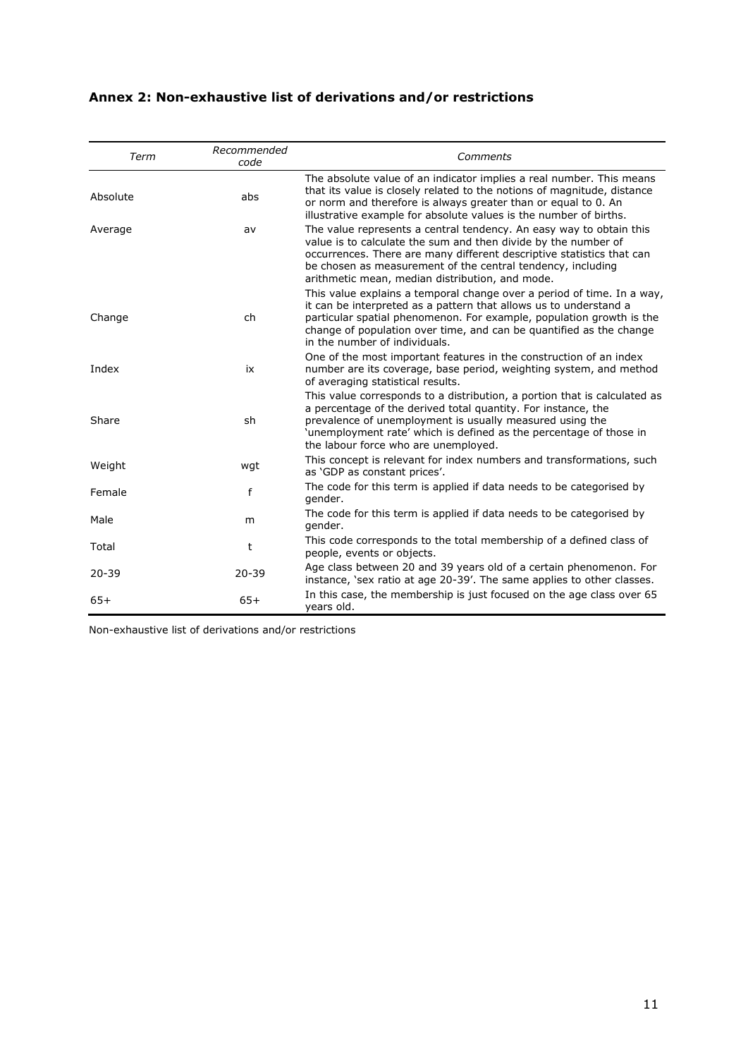## Annex 2: Non-exhaustive list of derivations and/or restrictions

| *Term* | *Recommended code* | *Comments* |
| --- | --- | --- |
| Absolute | abs | The absolute value of an indicator implies a real number. This means that its value is closely related to the notions of magnitude, distance or norm and therefore is always greater than or equal to 0. An illustrative example for absolute values is the number of births. |
| Average | av | The value represents a central tendency. An easy way to obtain this value is to calculate the sum and then divide by the number of occurrences. There are many different descriptive statistics that can be chosen as measurement of the central tendency, including arithmetic mean, median distribution, and mode. |
| Change | ch | This value explains a temporal change over a period of time. In a way, it can be interpreted as a pattern that allows us to understand a particular spatial phenomenon. For example, population growth is the change of population over time, and can be quantified as the change in the number of individuals. |
| Index | ix | One of the most important features in the construction of an index number are its coverage, base period, weighting system, and method of averaging statistical results. |
| Share | sh | This value corresponds to a distribution, a portion that is calculated as a percentage of the derived total quantity. For instance, the prevalence of unemployment is usually measured using the 'unemployment rate' which is defined as the percentage of those in the labour force who are unemployed. |
| Weight | wgt | This concept is relevant for index numbers and transformations, such as 'GDP as constant prices'. |
| Female | f | The code for this term is applied if data needs to be categorised by gender. |
| Male | m | The code for this term is applied if data needs to be categorised by gender. |
| Total | t | This code corresponds to the total membership of a defined class of people, events or objects. |
| 20-39 | 20-39 | Age class between 20 and 39 years old of a certain phenomenon. For instance, 'sex ratio at age 20-39'. The same applies to other classes. |
| 65+ | 65+ | In this case, the membership is just focused on the age class over 65 years old. |

Non-exhaustive list of derivations and/or restrictions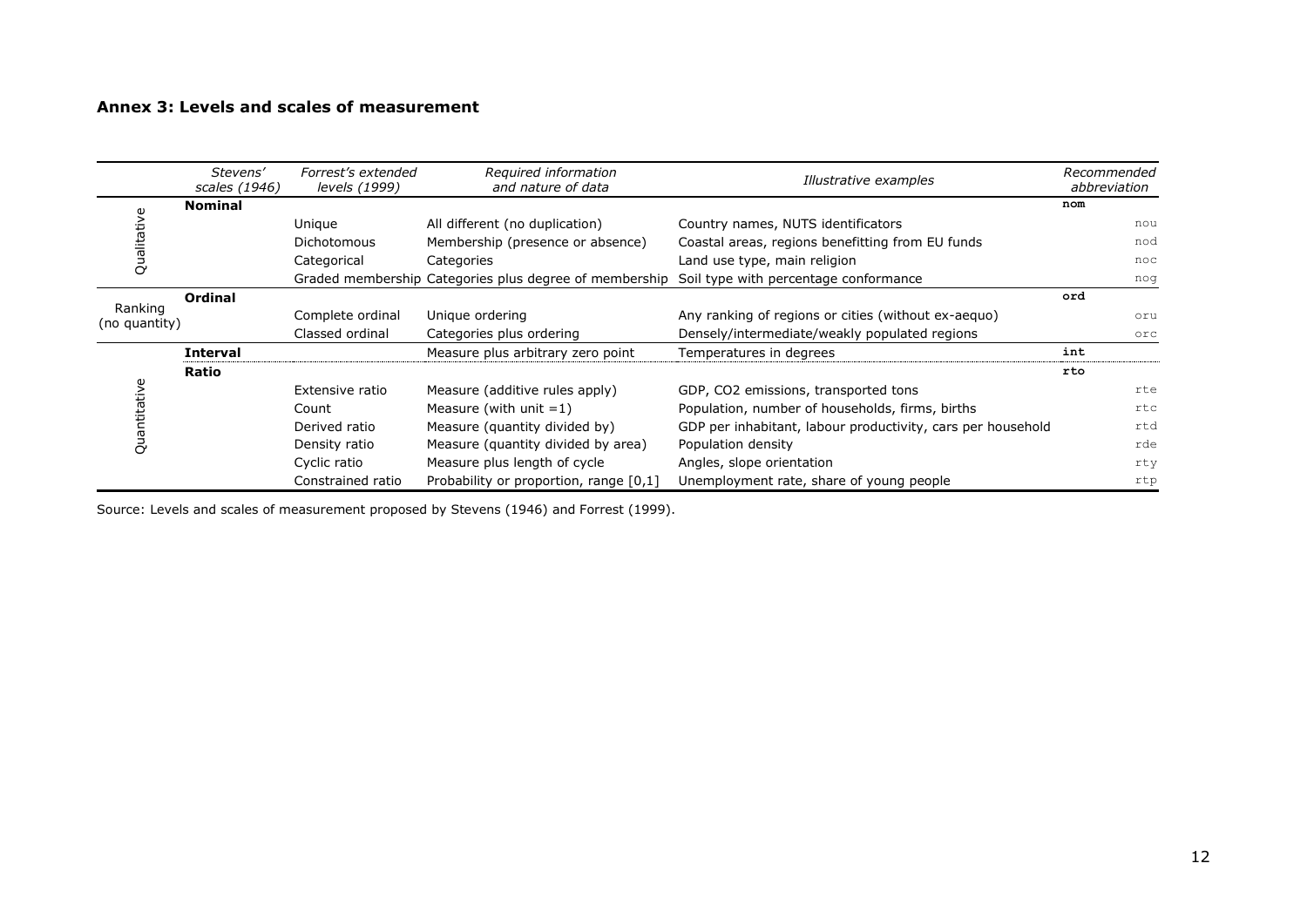### Annex 3: Levels and scales of measurement

| | *Stevens' scales (1946)* | *Forrest's extended levels (1999)* | *Required information and nature of data* | *Illustrative examples* | *Recommended abbreviation* |
|---|---|---|---|---|---|
| Qualitative | **Nominal** | | | | **nom** |
| | | Unique | All different (no duplication) | Country names, NUTS identificators | nou |
| | | Dichotomous | Membership (presence or absence) | Coastal areas, regions benefitting from EU funds | nod |
| | | Categorical | Categories | Land use type, main religion | noc |
| | | Graded membership | Categories plus degree of membership | Soil type with percentage conformance | nog |
| Ranking (no quantity) | **Ordinal** | | | | **ord** |
| | | Complete ordinal | Unique ordering | Any ranking of regions or cities (without ex-aequo) | oru |
| | | Classed ordinal | Categories plus ordering | Densely/intermediate/weakly populated regions | orc |
| Quantitative | **Interval** | | Measure plus arbitrary zero point | Temperatures in degrees | **int** |
| | **Ratio** | | | | **rto** |
| | | Extensive ratio | Measure (additive rules apply) | GDP, CO2 emissions, transported tons | rte |
| | | Count | Measure (with unit =1) | Population, number of households, firms, births | rtc |
| | | Derived ratio | Measure (quantity divided by) | GDP per inhabitant, labour productivity, cars per household | rtd |
| | | Density ratio | Measure (quantity divided by area) | Population density | rde |
| | | Cyclic ratio | Measure plus length of cycle | Angles, slope orientation | rty |
| | | Constrained ratio | Probability or proportion, range [0,1] | Unemployment rate, share of young people | rtp |

Source: Levels and scales of measurement proposed by Stevens (1946) and Forrest (1999).